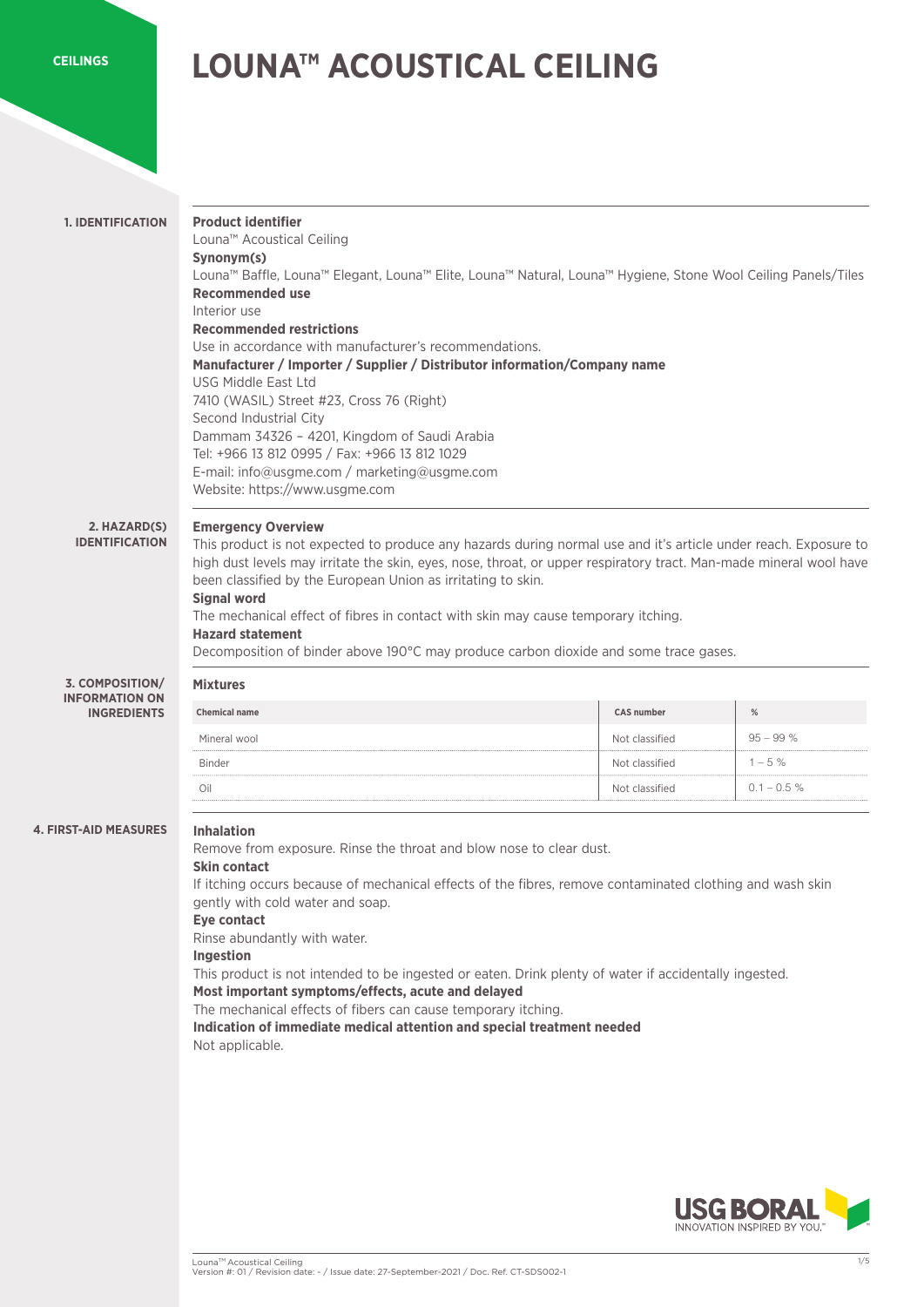CEILINGS

# LOUNA™ ACOUSTICAL CEILING

## 1. IDENTIFICATION

**Product identifier**
Louna™ Acoustical Ceiling

**Synonym(s)**
Louna™ Baffle, Louna™ Elegant, Louna™ Elite, Louna™ Natural, Louna™ Hygiene, Stone Wool Ceiling Panels/Tiles

**Recommended use**
Interior use

**Recommended restrictions**
Use in accordance with manufacturer's recommendations.

**Manufacturer / Importer / Supplier / Distributor information/Company name**
USG Middle East Ltd
7410 (WASIL) Street #23, Cross 76 (Right)
Second Industrial City
Dammam 34326 – 4201, Kingdom of Saudi Arabia
Tel: +966 13 812 0995 / Fax: +966 13 812 1029
E-mail: info@usgme.com / marketing@usgme.com
Website: https://www.usgme.com

## 2. HAZARD(S) IDENTIFICATION

**Emergency Overview**
This product is not expected to produce any hazards during normal use and it's article under reach. Exposure to high dust levels may irritate the skin, eyes, nose, throat, or upper respiratory tract. Man-made mineral wool have been classified by the European Union as irritating to skin.

**Signal word**
The mechanical effect of fibres in contact with skin may cause temporary itching.

**Hazard statement**
Decomposition of binder above 190°C may produce carbon dioxide and some trace gases.

## 3. COMPOSITION/ INFORMATION ON INGREDIENTS

**Mixtures**

| Chemical name | CAS number | % |
|---|---|---|
| Mineral wool | Not classified | 95 – 99 % |
| Binder | Not classified | 1 – 5 % |
| Oil | Not classified | 0.1 – 0.5 % |

## 4. FIRST-AID MEASURES

**Inhalation**
Remove from exposure. Rinse the throat and blow nose to clear dust.

**Skin contact**
If itching occurs because of mechanical effects of the fibres, remove contaminated clothing and wash skin gently with cold water and soap.

**Eye contact**
Rinse abundantly with water.

**Ingestion**
This product is not intended to be ingested or eaten. Drink plenty of water if accidentally ingested.

**Most important symptoms/effects, acute and delayed**
The mechanical effects of fibers can cause temporary itching.

**Indication of immediate medical attention and special treatment needed**
Not applicable.

USG BORAL
INNOVATION INSPIRED BY YOU.

Louna™ Acoustical Ceiling
Version #: 01 / Revision date: - / Issue date: 27-September-2021 / Doc. Ref. CT-SDS002-1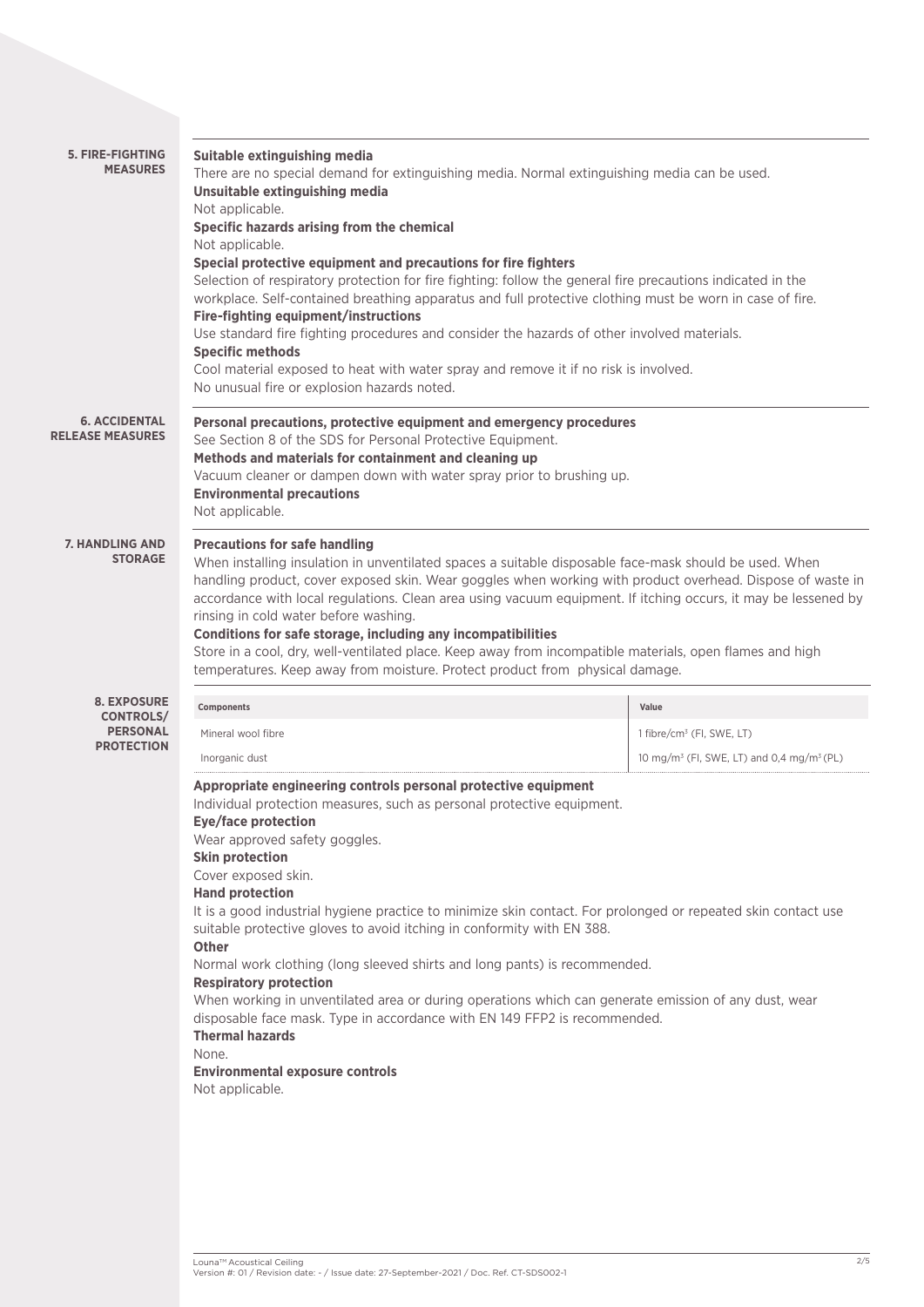## 5. FIRE-FIGHTING MEASURES

**Suitable extinguishing media**
There are no special demand for extinguishing media. Normal extinguishing media can be used.
**Unsuitable extinguishing media**
Not applicable.
**Specific hazards arising from the chemical**
Not applicable.
**Special protective equipment and precautions for fire fighters**
Selection of respiratory protection for fire fighting: follow the general fire precautions indicated in the workplace. Self-contained breathing apparatus and full protective clothing must be worn in case of fire.
**Fire-fighting equipment/instructions**
Use standard fire fighting procedures and consider the hazards of other involved materials.
**Specific methods**
Cool material exposed to heat with water spray and remove it if no risk is involved.
No unusual fire or explosion hazards noted.

## 6. ACCIDENTAL RELEASE MEASURES

**Personal precautions, protective equipment and emergency procedures**
See Section 8 of the SDS for Personal Protective Equipment.
**Methods and materials for containment and cleaning up**
Vacuum cleaner or dampen down with water spray prior to brushing up.
**Environmental precautions**
Not applicable.

## 7. HANDLING AND STORAGE

**Precautions for safe handling**
When installing insulation in unventilated spaces a suitable disposable face-mask should be used. When handling product, cover exposed skin. Wear goggles when working with product overhead. Dispose of waste in accordance with local regulations. Clean area using vacuum equipment. If itching occurs, it may be lessened by rinsing in cold water before washing.
**Conditions for safe storage, including any incompatibilities**
Store in a cool, dry, well-ventilated place. Keep away from incompatible materials, open flames and high temperatures. Keep away from moisture. Protect product from physical damage.

## 8. EXPOSURE CONTROLS/ PERSONAL PROTECTION

| Components | Value |
|---|---|
| Mineral wool fibre | 1 fibre/$cm^3$ (FI, SWE, LT) |
| Inorganic dust | 10 mg/$m^3$ (FI, SWE, LT) and 0,4 mg/$m^3$ (PL) |

**Appropriate engineering controls personal protective equipment**
Individual protection measures, such as personal protective equipment.
**Eye/face protection**
Wear approved safety goggles.
**Skin protection**
Cover exposed skin.
**Hand protection**
It is a good industrial hygiene practice to minimize skin contact. For prolonged or repeated skin contact use suitable protective gloves to avoid itching in conformity with EN 388.
**Other**
Normal work clothing (long sleeved shirts and long pants) is recommended.
**Respiratory protection**
When working in unventilated area or during operations which can generate emission of any dust, wear disposable face mask. Type in accordance with EN 149 FFP2 is recommended.
**Thermal hazards**
None.
**Environmental exposure controls**
Not applicable.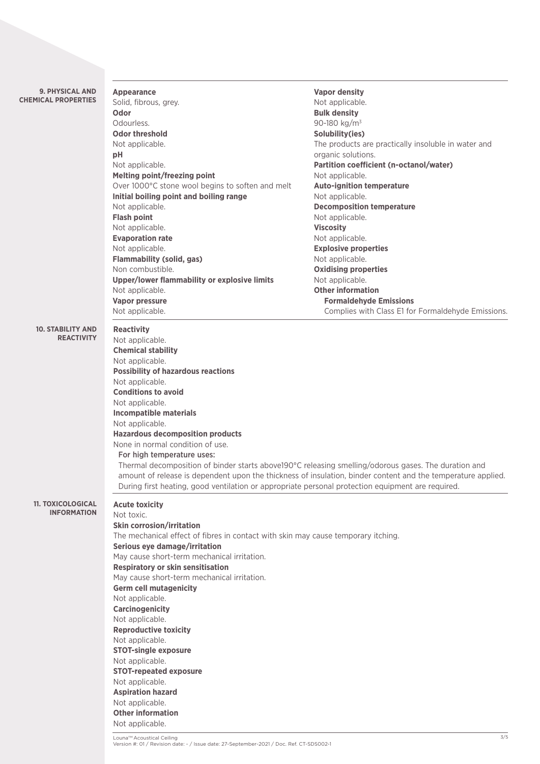## 9. PHYSICAL AND CHEMICAL PROPERTIES

**Appearance**
Solid, fibrous, grey.

**Odor**
Odourless.

**Odor threshold**
Not applicable.

**pH**
Not applicable.

**Melting point/freezing point**
Over 1000°C stone wool begins to soften and melt

**Initial boiling point and boiling range**
Not applicable.

**Flash point**
Not applicable.

**Evaporation rate**
Not applicable.

**Flammability (solid, gas)**
Non combustible.

**Upper/lower flammability or explosive limits**
Not applicable.

**Vapor pressure**
Not applicable.

**Vapor density**
Not applicable.

**Bulk density**
90-180 kg/m$^3$

**Solubility(ies)**
The products are practically insoluble in water and organic solutions.

**Partition coefficient (n-octanol/water)**
Not applicable.

**Auto-ignition temperature**
Not applicable.

**Decomposition temperature**
Not applicable.

**Viscosity**
Not applicable.

**Explosive properties**
Not applicable.

**Oxidising properties**
Not applicable.

**Other information**

**Formaldehyde Emissions**
Complies with Class E1 for Formaldehyde Emissions.

## 10. STABILITY AND REACTIVITY

**Reactivity**
Not applicable.

**Chemical stability**
Not applicable.

**Possibility of hazardous reactions**
Not applicable.

**Conditions to avoid**
Not applicable.

**Incompatible materials**
Not applicable.

**Hazardous decomposition products**
None in normal condition of use.

**For high temperature uses:**
Thermal decomposition of binder starts above190°C releasing smelling/odorous gases. The duration and amount of release is dependent upon the thickness of insulation, binder content and the temperature applied. During first heating, good ventilation or appropriate personal protection equipment are required.

## 11. TOXICOLOGICAL INFORMATION

**Acute toxicity**
Not toxic.

**Skin corrosion/irritation**
The mechanical effect of fibres in contact with skin may cause temporary itching.

**Serious eye damage/irritation**
May cause short-term mechanical irritation.

**Respiratory or skin sensitisation**
May cause short-term mechanical irritation.

**Germ cell mutagenicity**
Not applicable.

**Carcinogenicity**
Not applicable.

**Reproductive toxicity**
Not applicable.

**STOT-single exposure**
Not applicable.

**STOT-repeated exposure**
Not applicable.

**Aspiration hazard**
Not applicable.

**Other information**
Not applicable.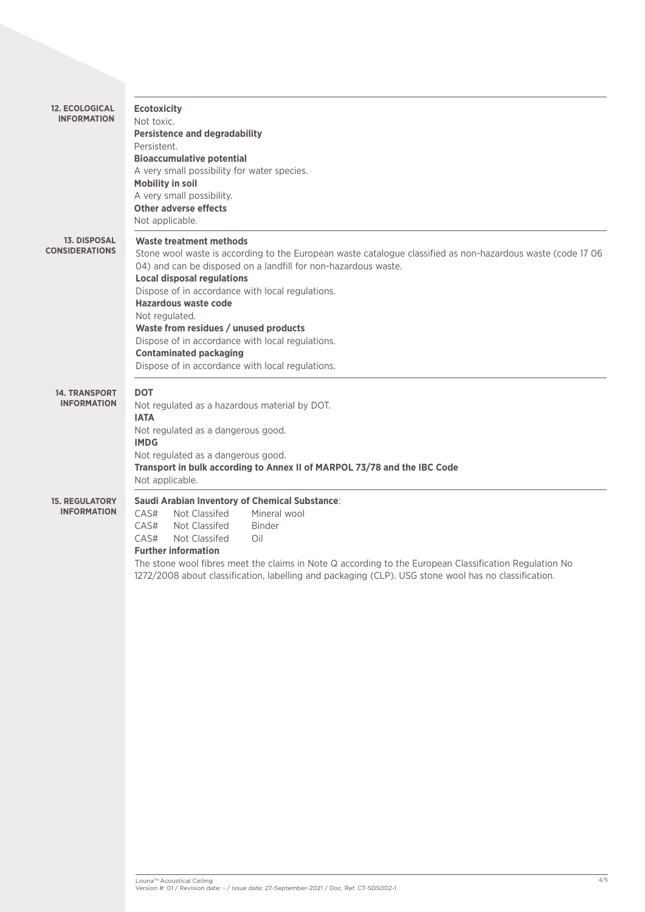## 12. ECOLOGICAL INFORMATION

**Ecotoxicity**
Not toxic.

**Persistence and degradability**
Persistent.

**Bioaccumulative potential**
A very small possibility for water species.

**Mobility in soil**
A very small possibility.

**Other adverse effects**
Not applicable.

## 13. DISPOSAL CONSIDERATIONS

**Waste treatment methods**
Stone wool waste is according to the European waste catalogue classified as non-hazardous waste (code 17 06 04) and can be disposed on a landfill for non-hazardous waste.

**Local disposal regulations**
Dispose of in accordance with local regulations.

**Hazardous waste code**
Not regulated.

**Waste from residues / unused products**
Dispose of in accordance with local regulations.

**Contaminated packaging**
Dispose of in accordance with local regulations.

## 14. TRANSPORT INFORMATION

**DOT**
Not regulated as a hazardous material by DOT.

**IATA**
Not regulated as a dangerous good.

**IMDG**
Not regulated as a dangerous good.

**Transport in bulk according to Annex II of MARPOL 73/78 and the IBC Code**
Not applicable.

## 15. REGULATORY INFORMATION

**Saudi Arabian Inventory of Chemical Substance**:

| | | |
|---|---|---|
| CAS# | Not Classifed | Mineral wool |
| CAS# | Not Classifed | Binder |
| CAS# | Not Classifed | Oil |

**Further information**
The stone wool fibres meet the claims in Note Q according to the European Classification Regulation No 1272/2008 about classification, labelling and packaging (CLP). USG stone wool has no classification.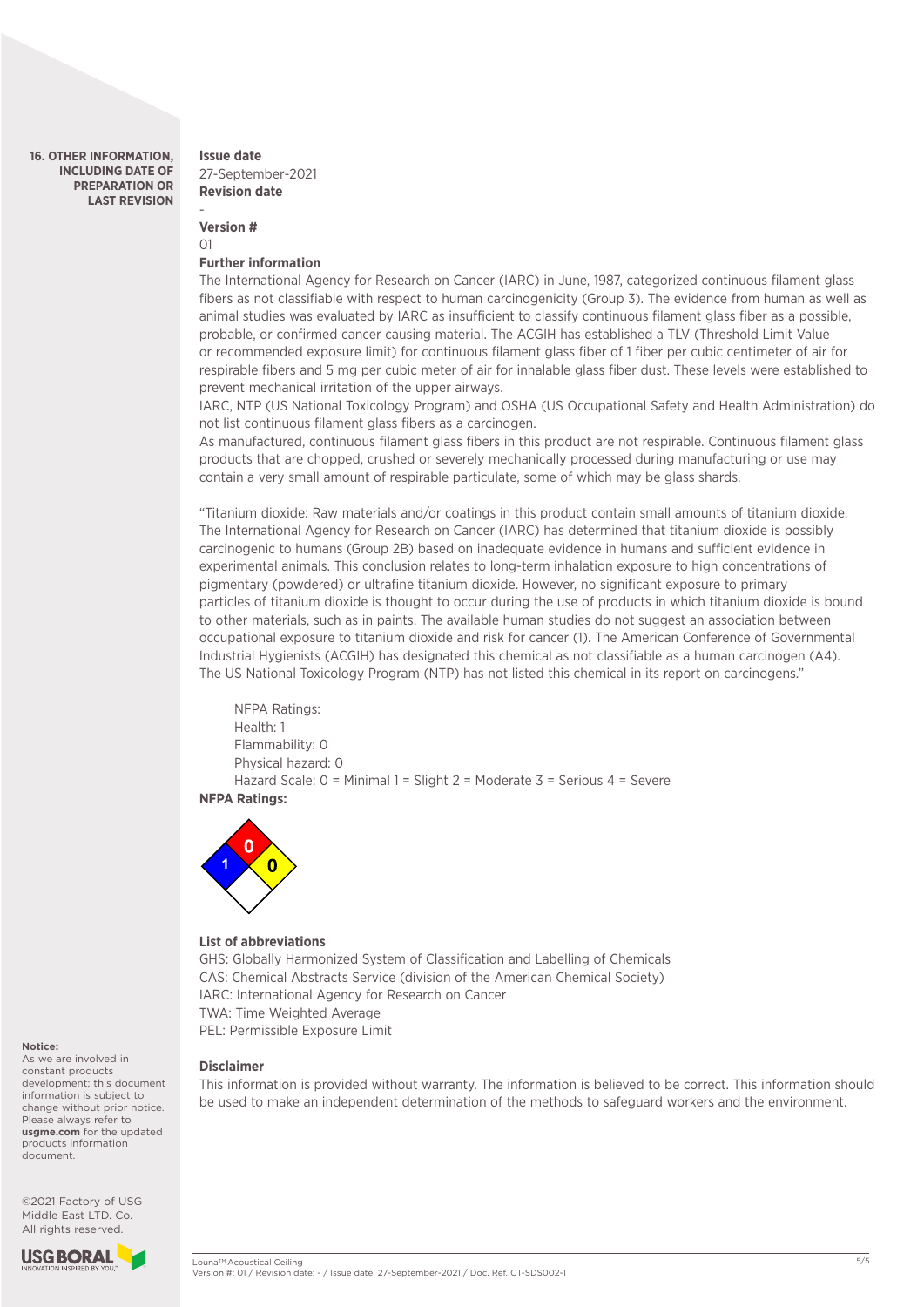## 16. OTHER INFORMATION, INCLUDING DATE OF PREPARATION OR LAST REVISION

**Issue date**
27-September-2021

**Revision date**
-

**Version #**
01

**Further information**

The International Agency for Research on Cancer (IARC) in June, 1987, categorized continuous filament glass fibers as not classifiable with respect to human carcinogenicity (Group 3). The evidence from human as well as animal studies was evaluated by IARC as insufficient to classify continuous filament glass fiber as a possible, probable, or confirmed cancer causing material. The ACGIH has established a TLV (Threshold Limit Value or recommended exposure limit) for continuous filament glass fiber of 1 fiber per cubic centimeter of air for respirable fibers and 5 mg per cubic meter of air for inhalable glass fiber dust. These levels were established to prevent mechanical irritation of the upper airways.

IARC, NTP (US National Toxicology Program) and OSHA (US Occupational Safety and Health Administration) do not list continuous filament glass fibers as a carcinogen.

As manufactured, continuous filament glass fibers in this product are not respirable. Continuous filament glass products that are chopped, crushed or severely mechanically processed during manufacturing or use may contain a very small amount of respirable particulate, some of which may be glass shards.

"Titanium dioxide: Raw materials and/or coatings in this product contain small amounts of titanium dioxide. The International Agency for Research on Cancer (IARC) has determined that titanium dioxide is possibly carcinogenic to humans (Group 2B) based on inadequate evidence in humans and sufficient evidence in experimental animals. This conclusion relates to long-term inhalation exposure to high concentrations of pigmentary (powdered) or ultrafine titanium dioxide. However, no significant exposure to primary particles of titanium dioxide is thought to occur during the use of products in which titanium dioxide is bound to other materials, such as in paints. The available human studies do not suggest an association between occupational exposure to titanium dioxide and risk for cancer (1). The American Conference of Governmental Industrial Hygienists (ACGIH) has designated this chemical as not classifiable as a human carcinogen (A4). The US National Toxicology Program (NTP) has not listed this chemical in its report on carcinogens."

NFPA Ratings:
Health: 1
Flammability: 0
Physical hazard: 0
Hazard Scale: 0 = Minimal 1 = Slight 2 = Moderate 3 = Serious 4 = Severe

**NFPA Ratings:**

0
1
0

**List of abbreviations**

GHS: Globally Harmonized System of Classification and Labelling of Chemicals
CAS: Chemical Abstracts Service (division of the American Chemical Society)
IARC: International Agency for Research on Cancer
TWA: Time Weighted Average
PEL: Permissible Exposure Limit

**Disclaimer**

This information is provided without warranty. The information is believed to be correct. This information should be used to make an independent determination of the methods to safeguard workers and the environment.

**Notice:**
As we are involved in constant products development; this document information is subject to change without prior notice. Please always refer to **usgme.com** for the updated products information document.

©2021 Factory of USG Middle East LTD. Co. All rights reserved.